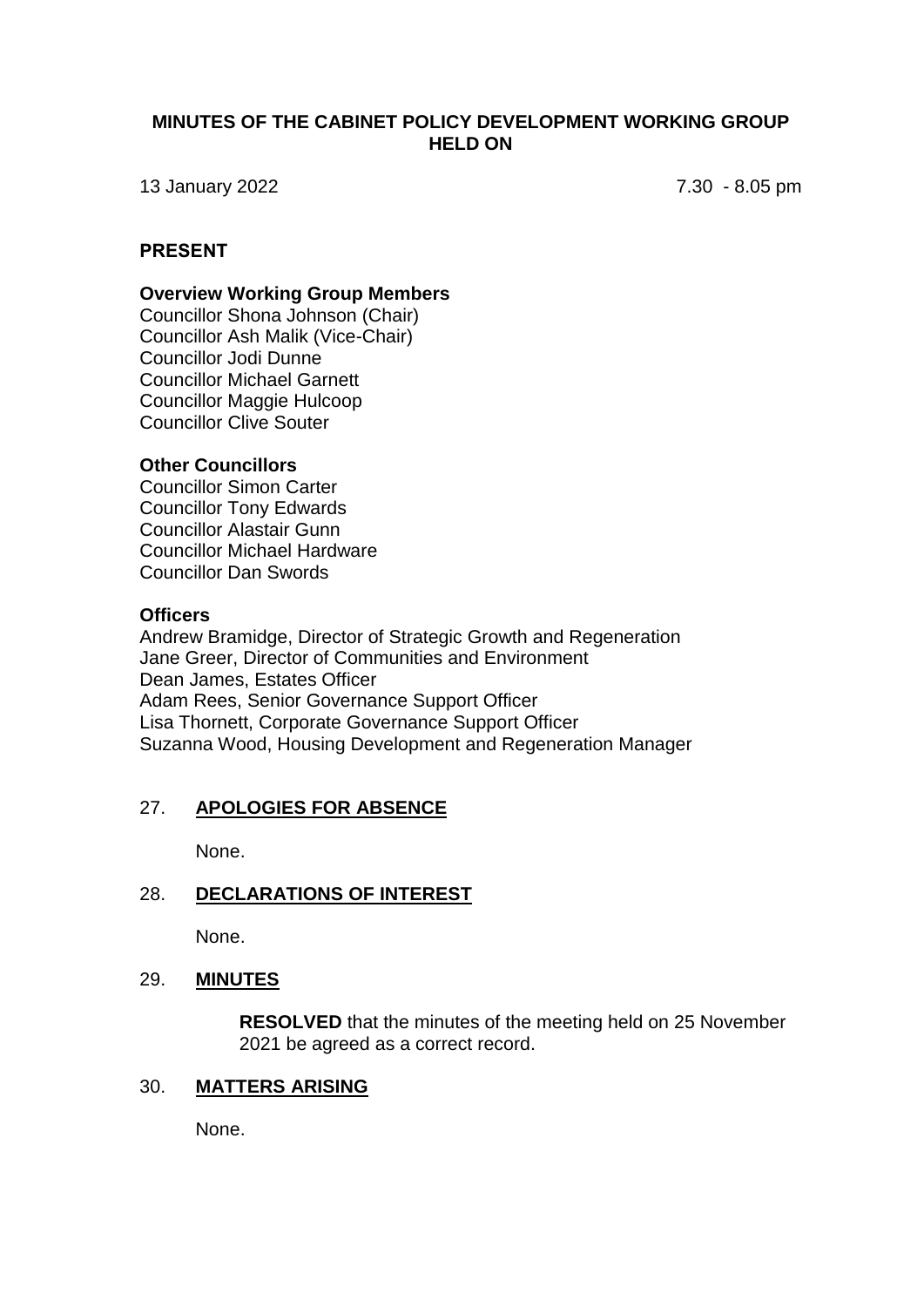# MINUTES OF THE CABINET POLICY DEVELOPMENT WORKING GROUP HELD ON

13 January 2022 7.30 - 8.05 pm

## PRESENT

### Overview Working Group Members

Councillor Shona Johnson (Chair)
Councillor Ash Malik (Vice-Chair)
Councillor Jodi Dunne
Councillor Michael Garnett
Councillor Maggie Hulcoop
Councillor Clive Souter

### Other Councillors

Councillor Simon Carter
Councillor Tony Edwards
Councillor Alastair Gunn
Councillor Michael Hardware
Councillor Dan Swords

### Officers

Andrew Bramidge, Director of Strategic Growth and Regeneration
Jane Greer, Director of Communities and Environment
Dean James, Estates Officer
Adam Rees, Senior Governance Support Officer
Lisa Thornett, Corporate Governance Support Officer
Suzanna Wood, Housing Development and Regeneration Manager

## 27. APOLOGIES FOR ABSENCE

None.

## 28. DECLARATIONS OF INTEREST

None.

## 29. MINUTES

**RESOLVED** that the minutes of the meeting held on 25 November 2021 be agreed as a correct record.

## 30. MATTERS ARISING

None.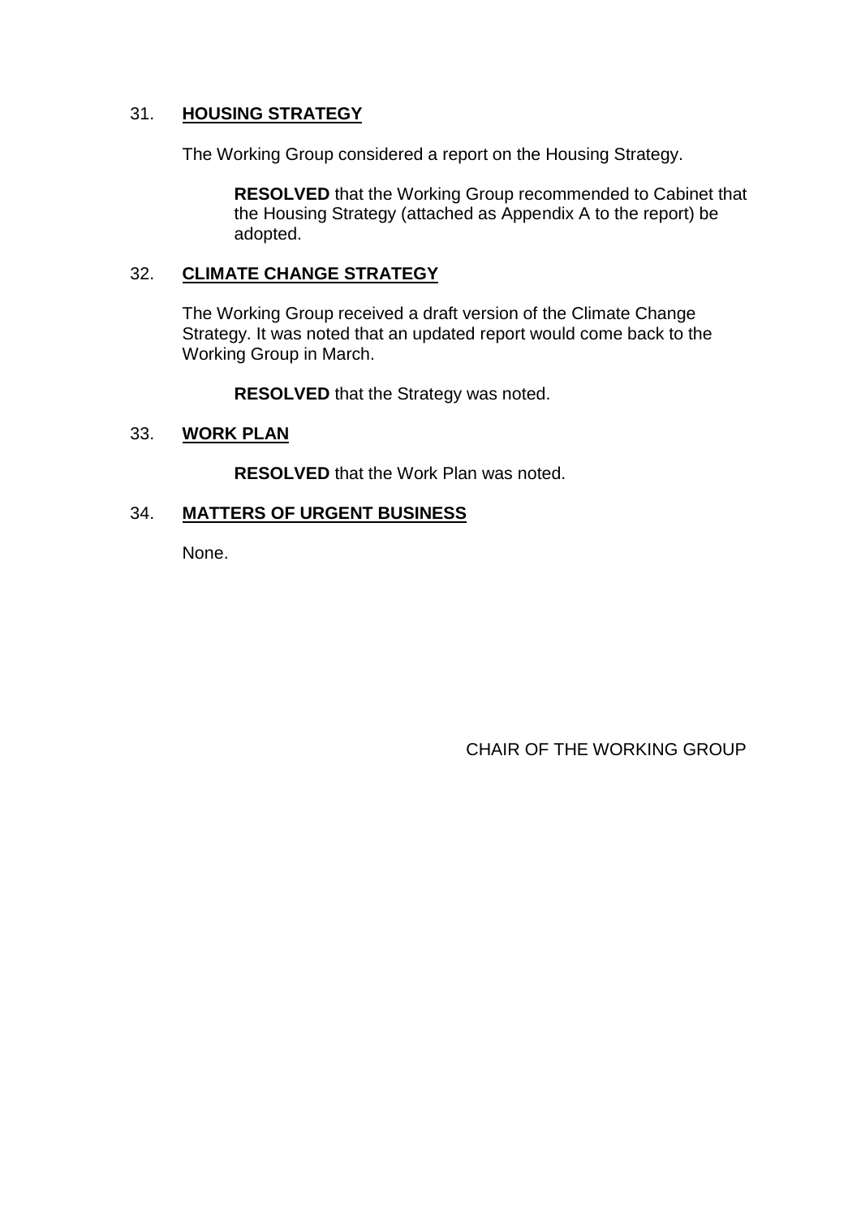## 31. **HOUSING STRATEGY**

The Working Group considered a report on the Housing Strategy.

> **RESOLVED** that the Working Group recommended to Cabinet that the Housing Strategy (attached as Appendix A to the report) be adopted.

## 32. **CLIMATE CHANGE STRATEGY**

The Working Group received a draft version of the Climate Change Strategy. It was noted that an updated report would come back to the Working Group in March.

> **RESOLVED** that the Strategy was noted.

## 33. **WORK PLAN**

> **RESOLVED** that the Work Plan was noted.

## 34. **MATTERS OF URGENT BUSINESS**

None.

CHAIR OF THE WORKING GROUP